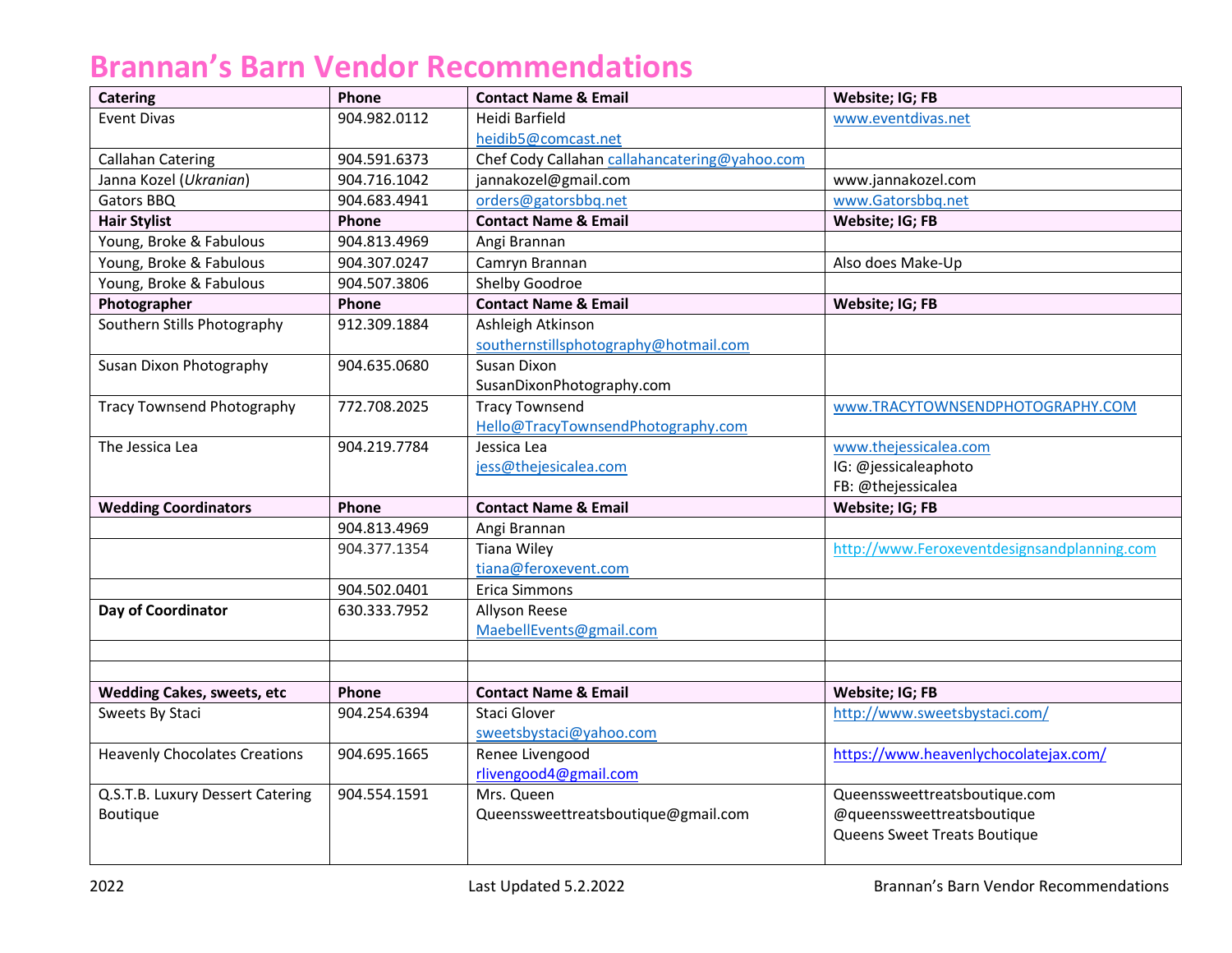# Brannan's Barn Vendor Recommendations

| **Catering** | **Phone** | **Contact Name & Email** | **Website; IG; FB** |
|---|---|---|---|
| Event Divas | 904.982.0112 | Heidi Barfield heidib5@comcast.net | www.eventdivas.net |
| Callahan Catering | 904.591.6373 | Chef Cody Callahan callahancatering@yahoo.com | |
| Janna Kozel (*Ukranian*) | 904.716.1042 | jannakozel@gmail.com | www.jannakozel.com |
| Gators BBQ | 904.683.4941 | orders@gatorsbbq.net | www.Gatorsbbq.net |
| **Hair Stylist** | **Phone** | **Contact Name & Email** | **Website; IG; FB** |
| Young, Broke & Fabulous | 904.813.4969 | Angi Brannan | |
| Young, Broke & Fabulous | 904.307.0247 | Camryn Brannan | Also does Make-Up |
| Young, Broke & Fabulous | 904.507.3806 | Shelby Goodroe | |
| **Photographer** | **Phone** | **Contact Name & Email** | **Website; IG; FB** |
| Southern Stills Photography | 912.309.1884 | Ashleigh Atkinson southernstillsphotography@hotmail.com | |
| Susan Dixon Photography | 904.635.0680 | Susan Dixon SusanDixonPhotography.com | |
| Tracy Townsend Photography | 772.708.2025 | Tracy Townsend Hello@TracyTownsendPhotography.com | www.TRACYTOWNSENDPHOTOGRAPHY.COM |
| The Jessica Lea | 904.219.7784 | Jessica Lea jess@thejesicalea.com | www.thejessicalea.com IG: @jessicaleaphoto FB: @thejessicalea |
| **Wedding Coordinators** | **Phone** | **Contact Name & Email** | **Website; IG; FB** |
| | 904.813.4969 | Angi Brannan | |
| | 904.377.1354 | Tiana Wiley tiana@feroxevent.com | http://www.Feroxeventdesignsandplanning.com |
| | 904.502.0401 | Erica Simmons | |
| **Day of Coordinator** | 630.333.7952 | Allyson Reese MaebellEvents@gmail.com | |
| | | | |
| | | | |
| **Wedding Cakes, sweets, etc** | **Phone** | **Contact Name & Email** | **Website; IG; FB** |
| Sweets By Staci | 904.254.6394 | Staci Glover sweetsbystaci@yahoo.com | http://www.sweetsbystaci.com/ |
| Heavenly Chocolates Creations | 904.695.1665 | Renee Livengood rlivengood4@gmail.com | https://www.heavenlychocolatejax.com/ |
| Q.S.T.B. Luxury Dessert Catering Boutique | 904.554.1591 | Mrs. Queen Queenssweettreatsboutique@gmail.com | Queenssweettreatsboutique.com @queenssweettreatsboutique Queens Sweet Treats Boutique |

2022 Last Updated 5.2.2022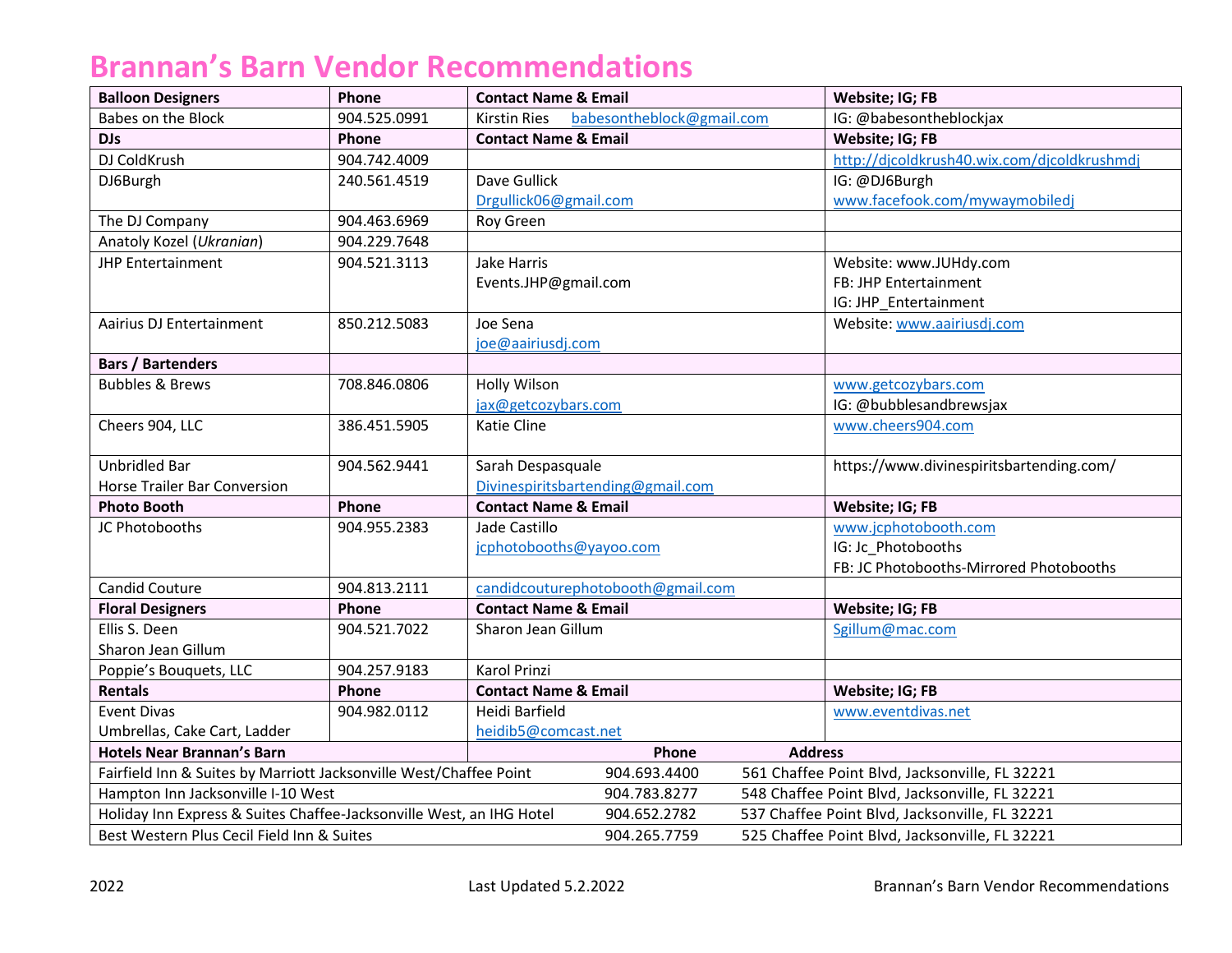# Brannan's Barn Vendor Recommendations

| Balloon Designers | Phone | Contact Name & Email | Website; IG; FB |
|---|---|---|---|
| Babes on the Block | 904.525.0991 | Kirstin Ries babesontheblock@gmail.com | IG: @babesontheblockjax |
| **DJs** | **Phone** | **Contact Name & Email** | **Website; IG; FB** |
| DJ ColdKrush | 904.742.4009 | | http://djcoldkrush40.wix.com/djcoldkrushmdj |
| DJ6Burgh | 240.561.4519 | Dave Gullick Drgullick06@gmail.com | IG: @DJ6Burgh www.facefook.com/mywaymobiledj |
| The DJ Company | 904.463.6969 | Roy Green | |
| Anatoly Kozel (*Ukranian*) | 904.229.7648 | | |
| JHP Entertainment | 904.521.3113 | Jake Harris Events.JHP@gmail.com | Website: www.JUHdy.com FB: JHP Entertainment IG: JHP_Entertainment |
| Aairius DJ Entertainment | 850.212.5083 | Joe Sena joe@aairiusdj.com | Website: www.aairiusdj.com |
| **Bars / Bartenders** | | | |
| Bubbles & Brews | 708.846.0806 | Holly Wilson jax@getcozybars.com | www.getcozybars.com IG: @bubblesandbrewsjax |
| Cheers 904, LLC | 386.451.5905 | Katie Cline | www.cheers904.com |
| Unbridled Bar Horse Trailer Bar Conversion | 904.562.9441 | Sarah Despasquale Divinespiritsbartending@gmail.com | https://www.divinespiritsbartending.com/ |
| **Photo Booth** | **Phone** | **Contact Name & Email** | **Website; IG; FB** |
| JC Photobooths | 904.955.2383 | Jade Castillo jcphotobooths@yayoo.com | www.jcphotobooth.com IG: Jc_Photobooths FB: JC Photobooths-Mirrored Photobooths |
| Candid Couture | 904.813.2111 | candidcouturephotobooth@gmail.com | |
| **Floral Designers** | **Phone** | **Contact Name & Email** | **Website; IG; FB** |
| Ellis S. Deen Sharon Jean Gillum | 904.521.7022 | Sharon Jean Gillum | Sgillum@mac.com |
| Poppie's Bouquets, LLC | 904.257.9183 | Karol Prinzi | |
| **Rentals** | **Phone** | **Contact Name & Email** | **Website; IG; FB** |
| Event Divas Umbrellas, Cake Cart, Ladder | 904.982.0112 | Heidi Barfield heidib5@comcast.net | www.eventdivas.net |

| Hotels Near Brannan's Barn | Phone | Address |
|---|---|---|
| Fairfield Inn & Suites by Marriott Jacksonville West/Chaffee Point | 904.693.4400 | 561 Chaffee Point Blvd, Jacksonville, FL 32221 |
| Hampton Inn Jacksonville I-10 West | 904.783.8277 | 548 Chaffee Point Blvd, Jacksonville, FL 32221 |
| Holiday Inn Express & Suites Chaffee-Jacksonville West, an IHG Hotel | 904.652.2782 | 537 Chaffee Point Blvd, Jacksonville, FL 32221 |
| Best Western Plus Cecil Field Inn & Suites | 904.265.7759 | 525 Chaffee Point Blvd, Jacksonville, FL 32221 |

2022 Last Updated 5.2.2022